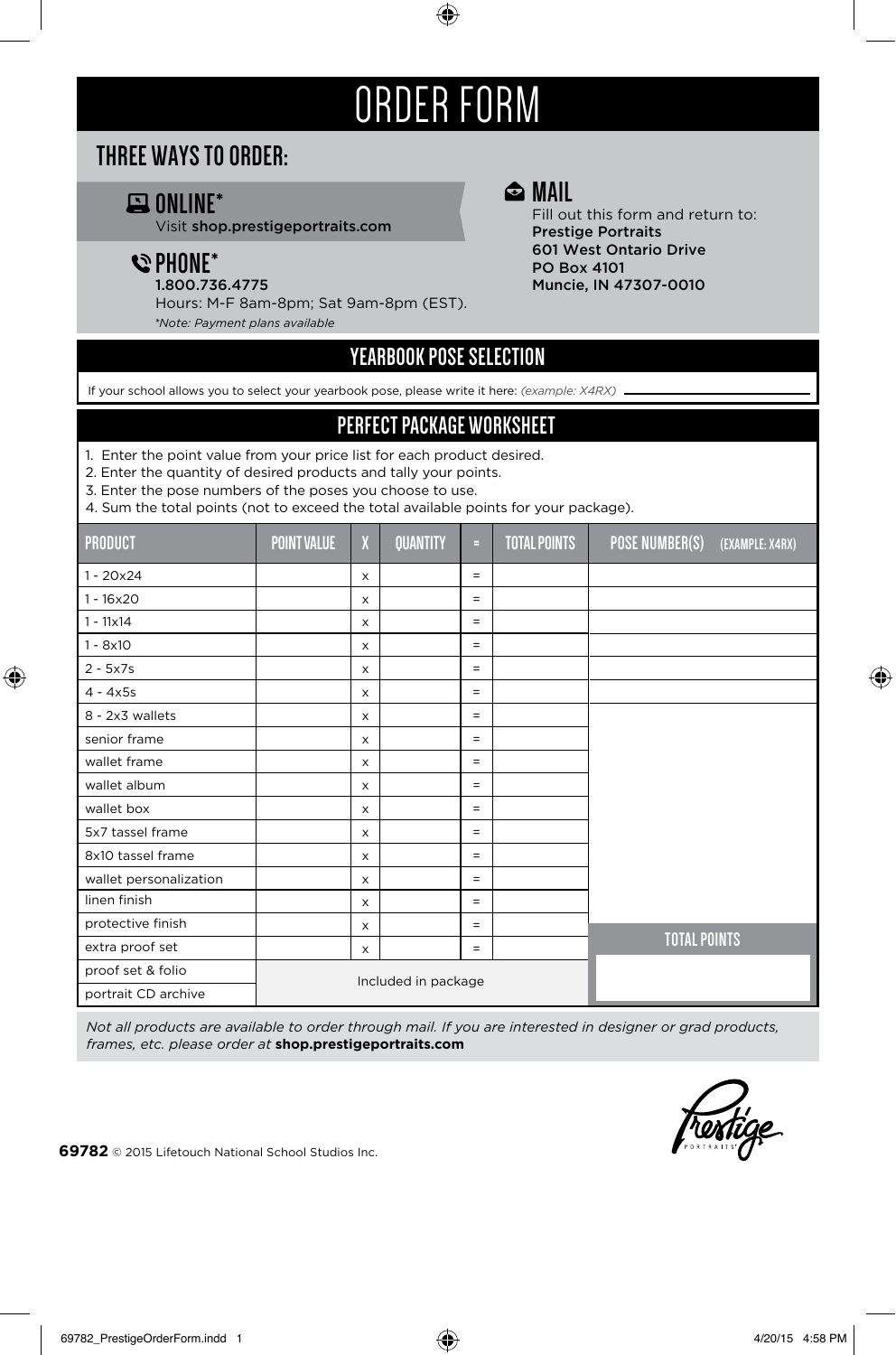# ORDER FORM

## THREE WAYS TO ORDER:

### ONLINE*

Visit **shop.prestigeportraits.com**

### PHONE*

**1.800.736.4775**

Hours: M-F 8am-8pm; Sat 9am-8pm (EST).

*\*Note: Payment plans available*

### MAIL

Fill out this form and return to:

**Prestige Portraits**
**601 West Ontario Drive**
**PO Box 4101**
**Muncie, IN 47307-0010**

## YEARBOOK POSE SELECTION

If your school allows you to select your yearbook pose, please write it here: *(example: X4RX)* ______________________

## PERFECT PACKAGE WORKSHEET

1. Enter the point value from your price list for each product desired.
2. Enter the quantity of desired products and tally your points.
3. Enter the pose numbers of the poses you choose to use.
4. Sum the total points (not to exceed the total available points for your package).

| PRODUCT | POINT VALUE | X | QUANTITY | = | TOTAL POINTS | POSE NUMBER(S) (EXAMPLE: X4RX) |
|---|---|---|---|---|---|---|
| 1 - 20x24 | | x | | = | | |
| 1 - 16x20 | | x | | = | | |
| 1 - 11x14 | | x | | = | | |
| 1 - 8x10 | | x | | = | | |
| 2 - 5x7s | | x | | = | | |
| 4 - 4x5s | | x | | = | | |
| 8 - 2x3 wallets | | x | | = | | |
| senior frame | | x | | = | | |
| wallet frame | | x | | = | | |
| wallet album | | x | | = | | |
| wallet box | | x | | = | | |
| 5x7 tassel frame | | x | | = | | |
| 8x10 tassel frame | | x | | = | | |
| wallet personalization | | x | | = | | |
| linen finish | | x | | = | | |
| protective finish | | x | | = | | TOTAL POINTS |
| extra proof set | | x | | = | | |
| proof set & folio | Included in package | | | | | |
| portrait CD archive | Included in package | | | | | |

*Not all products are available to order through mail. If you are interested in designer or grad products, frames, etc. please order at* **shop.prestigeportraits.com**

**69782** © 2015 Lifetouch National School Studios Inc.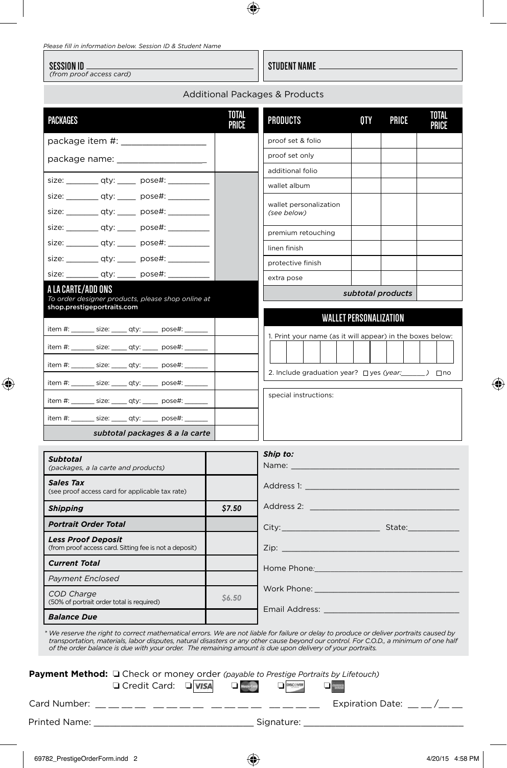*Please fill in information below. Session ID & Student Name*

**SESSION ID** ______________________________
*(from proof access card)*

**STUDENT NAME** ______________________________

## Additional Packages & Products

| PACKAGES | TOTAL PRICE |
|---|---|
| package item #: ________________ package name: ________________ | |
| size: _______ qty: ____ pose#: _________ | |
| size: _______ qty: ____ pose#: _________ | |
| size: _______ qty: ____ pose#: _________ | |
| size: _______ qty: ____ pose#: _________ | |
| size: _______ qty: ____ pose#: _________ | |
| size: _______ qty: ____ pose#: _________ | |
| size: _______ qty: ____ pose#: _________ | |

**A LA CARTE/ADD ONS**
*To order designer products, please shop online at* **shop.prestigeportraits.com**

| | |
|---|---|
| item #: ______ size: ____ qty: ____ pose#: ______ | |
| item #: ______ size: ____ qty: ____ pose#: ______ | |
| item #: ______ size: ____ qty: ____ pose#: ______ | |
| item #: ______ size: ____ qty: ____ pose#: ______ | |
| item #: ______ size: ____ qty: ____ pose#: ______ | |
| item #: ______ size: ____ qty: ____ pose#: ______ | |
| *subtotal packages & a la carte* | |

| PRODUCTS | QTY | PRICE | TOTAL PRICE |
|---|---|---|---|
| proof set & folio | | | |
| proof set only | | | |
| additional folio | | | |
| wallet album | | | |
| wallet personalization *(see below)* | | | |
| premium retouching | | | |
| linen finish | | | |
| protective finish | | | |
| extra pose | | | |
| | *subtotal products* | | |

**WALLET PERSONALIZATION**

1. Print your name (as it will appear) in the boxes below:

2. Include graduation year? ☐ yes *(year:______)* ☐ no

special instructions:

| | |
|---|---|
| ***Subtotal*** *(packages, a la carte and products)* | |
| ***Sales Tax*** (see proof access card for applicable tax rate) | |
| ***Shipping*** | *$7.50* |
| ***Portrait Order Total*** | |
| ***Less Proof Deposit*** (from proof access card. Sitting fee is not a deposit) | |
| ***Current Total*** | |
| *Payment Enclosed* | |
| *COD Charge* (50% of portrait order total is required) | *$6.50* |
| ***Balance Due*** | |

***Ship to:***
Name: ______________________________
Address 1: ______________________________
Address 2: ______________________________
City: ____________________ State: __________
Zip: ______________________________
Home Phone: ______________________________
Work Phone: ______________________________
Email Address: ______________________________

*\* We reserve the right to correct mathematical errors. We are not liable for failure or delay to produce or deliver portraits caused by transportation, materials, labor disputes, natural disasters or any other cause beyond our control. For C.O.D., a minimum of one half of the order balance is due with your order. The remaining amount is due upon delivery of your portraits.*

**Payment Method:** ❑ Check or money order *(payable to Prestige Portraits by Lifetouch)*
❑ Credit Card: ❑ VISA ❑ MasterCard ❑ DISCOVER ❑ American Express

Card Number: __ __ __ __ __ __ __ __ __ __ __ __ __ __ __ __ Expiration Date: __ __ / __ __

Printed Name: ______________________________ Signature: ______________________________